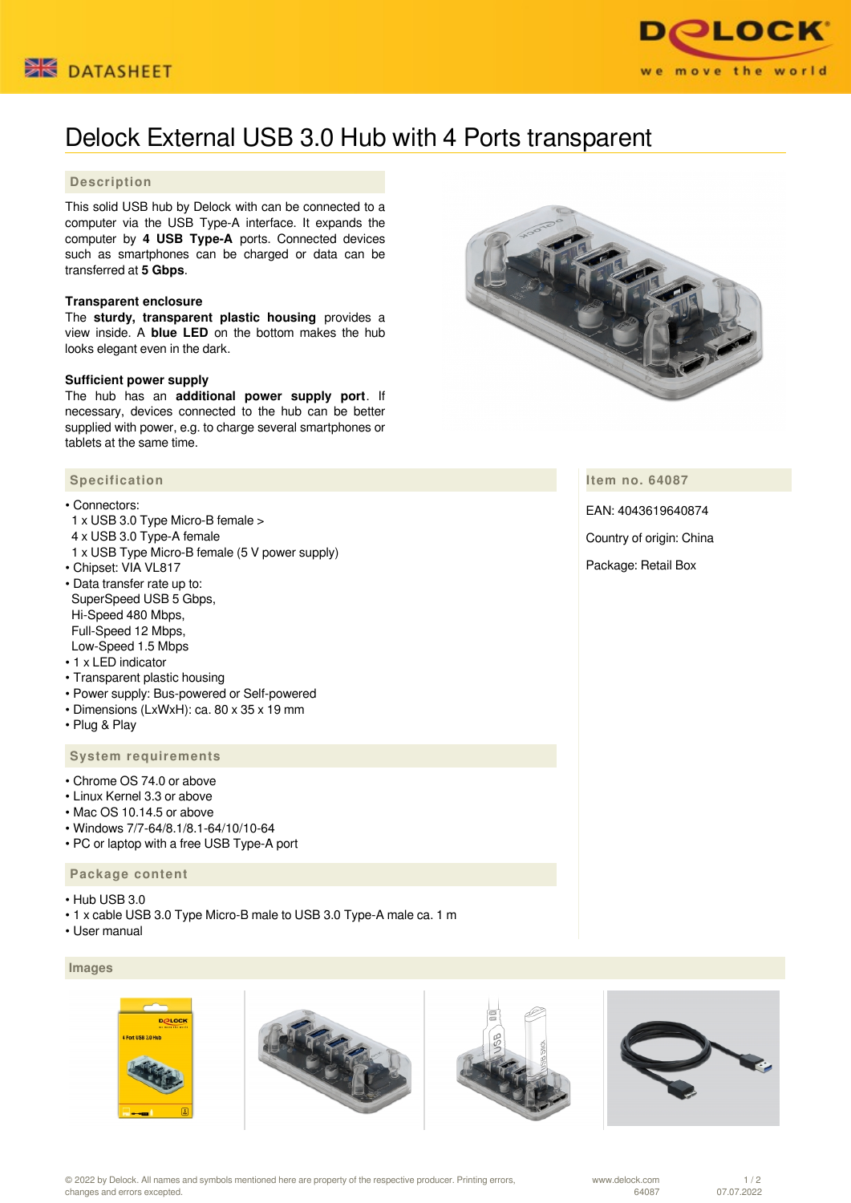# Delock External USB 3.0 Hub with 4 Ports transparent

## Description

This solid USB hub by Delock with can be connected to a computer via the USB Type-A interface. It expands the computer by **4 USB Type-A** ports. Connected devices such as smartphones can be charged or data can be transferred at **5 Gbps**.

**Transparent enclosure**
The **sturdy, transparent plastic housing** provides a view inside. A **blue LED** on the bottom makes the hub looks elegant even in the dark.

**Sufficient power supply**
The hub has an **additional power supply port**. If necessary, devices connected to the hub can be better supplied with power, e.g. to charge several smartphones or tablets at the same time.

## Specification

- Connectors:
  1 x USB 3.0 Type Micro-B female >
  4 x USB 3.0 Type-A female
  1 x USB Type Micro-B female (5 V power supply)
- Chipset: VIA VL817
- Data transfer rate up to:
  SuperSpeed USB 5 Gbps,
  Hi-Speed 480 Mbps,
  Full-Speed 12 Mbps,
  Low-Speed 1.5 Mbps
- 1 x LED indicator
- Transparent plastic housing
- Power supply: Bus-powered or Self-powered
- Dimensions (LxWxH): ca. 80 x 35 x 19 mm
- Plug & Play

## Item no. 64087

EAN: 4043619640874

Country of origin: China

Package: Retail Box

## System requirements

- Chrome OS 74.0 or above
- Linux Kernel 3.3 or above
- Mac OS 10.14.5 or above
- Windows 7/7-64/8.1/8.1-64/10/10-64
- PC or laptop with a free USB Type-A port

## Package content

- Hub USB 3.0
- 1 x cable USB 3.0 Type Micro-B male to USB 3.0 Type-A male ca. 1 m
- User manual

## Images

© 2022 by Delock. All names and symbols mentioned here are property of the respective producer. Printing errors, changes and errors excepted.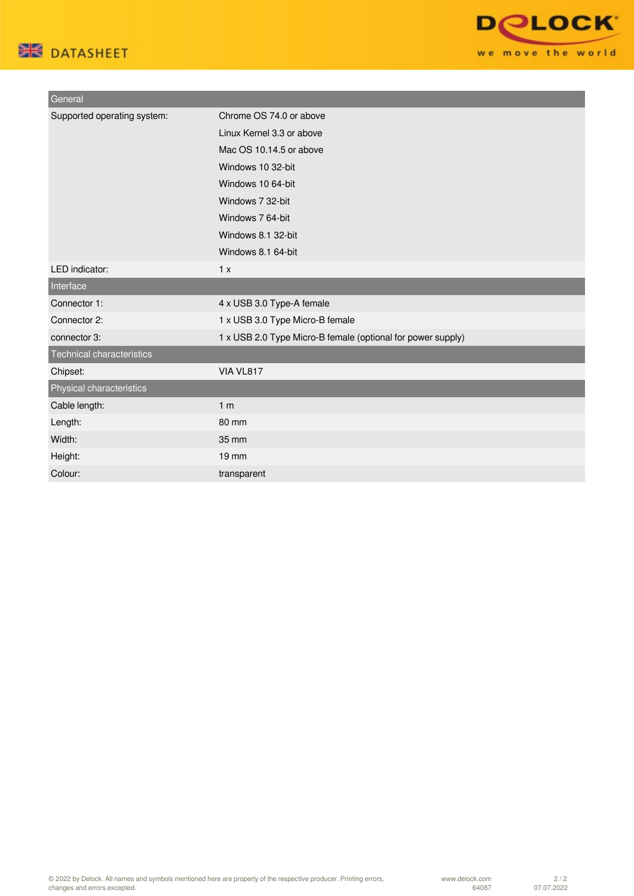| | |
|---|---|
| **General** | |
| Supported operating system: | Chrome OS 74.0 or above<br>Linux Kernel 3.3 or above<br>Mac OS 10.14.5 or above<br>Windows 10 32-bit<br>Windows 10 64-bit<br>Windows 7 32-bit<br>Windows 7 64-bit<br>Windows 8.1 32-bit<br>Windows 8.1 64-bit |
| LED indicator: | 1 x |
| **Interface** | |
| Connector 1: | 4 x USB 3.0 Type-A female |
| Connector 2: | 1 x USB 3.0 Type Micro-B female |
| connector 3: | 1 x USB 2.0 Type Micro-B female (optional for power supply) |
| **Technical characteristics** | |
| Chipset: | VIA VL817 |
| **Physical characteristics** | |
| Cable length: | 1 m |
| Length: | 80 mm |
| Width: | 35 mm |
| Height: | 19 mm |
| Colour: | transparent |

© 2022 by Delock. All names and symbols mentioned here are property of the respective producer. Printing errors, changes and errors excepted.

www.delock.com
64087
07.07.2022